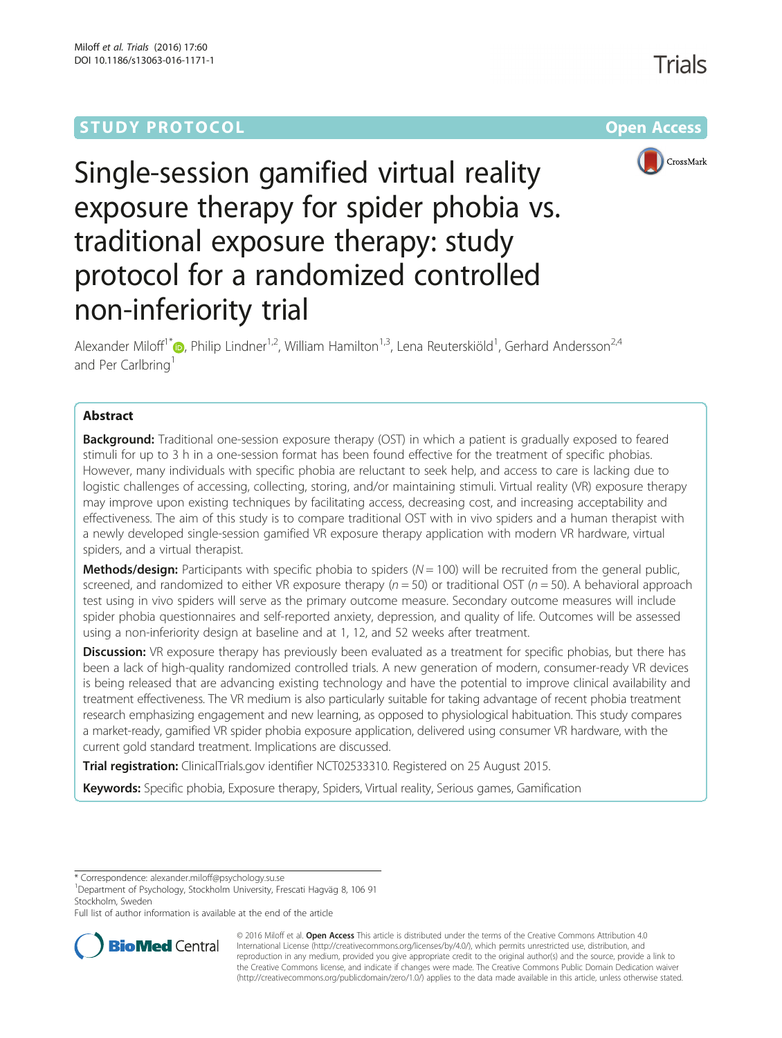STUDY PROTOCOL **Open Access**

# Single-session gamified virtual reality exposure therapy for spider phobia vs. traditional exposure therapy: study protocol for a randomized controlled non-inferiority trial

Alexander Miloff[1*], Philip Lindner[1,2], William Hamilton[1,3], Lena Reuterskiöld[1], Gerhard Andersson[2,4] and Per Carlbring[1]

## Abstract

**Background:** Traditional one-session exposure therapy (OST) in which a patient is gradually exposed to feared stimuli for up to 3 h in a one-session format has been found effective for the treatment of specific phobias. However, many individuals with specific phobia are reluctant to seek help, and access to care is lacking due to logistic challenges of accessing, collecting, storing, and/or maintaining stimuli. Virtual reality (VR) exposure therapy may improve upon existing techniques by facilitating access, decreasing cost, and increasing acceptability and effectiveness. The aim of this study is to compare traditional OST with in vivo spiders and a human therapist with a newly developed single-session gamified VR exposure therapy application with modern VR hardware, virtual spiders, and a virtual therapist.

**Methods/design:** Participants with specific phobia to spiders ($N = 100$) will be recruited from the general public, screened, and randomized to either VR exposure therapy ($n = 50$) or traditional OST ($n = 50$). A behavioral approach test using in vivo spiders will serve as the primary outcome measure. Secondary outcome measures will include spider phobia questionnaires and self-reported anxiety, depression, and quality of life. Outcomes will be assessed using a non-inferiority design at baseline and at 1, 12, and 52 weeks after treatment.

**Discussion:** VR exposure therapy has previously been evaluated as a treatment for specific phobias, but there has been a lack of high-quality randomized controlled trials. A new generation of modern, consumer-ready VR devices is being released that are advancing existing technology and have the potential to improve clinical availability and treatment effectiveness. The VR medium is also particularly suitable for taking advantage of recent phobia treatment research emphasizing engagement and new learning, as opposed to physiological habituation. This study compares a market-ready, gamified VR spider phobia exposure application, delivered using consumer VR hardware, with the current gold standard treatment. Implications are discussed.

**Trial registration:** ClinicalTrials.gov identifier NCT02533310. Registered on 25 August 2015.

**Keywords:** Specific phobia, Exposure therapy, Spiders, Virtual reality, Serious games, Gamification

---

\* Correspondence: alexander.miloff@psychology.su.se
[1]Department of Psychology, Stockholm University, Frescati Hagväg 8, 106 91 Stockholm, Sweden
Full list of author information is available at the end of the article

© 2016 Miloff et al. **Open Access** This article is distributed under the terms of the Creative Commons Attribution 4.0 International License (http://creativecommons.org/licenses/by/4.0/), which permits unrestricted use, distribution, and reproduction in any medium, provided you give appropriate credit to the original author(s) and the source, provide a link to the Creative Commons license, and indicate if changes were made. The Creative Commons Public Domain Dedication waiver (http://creativecommons.org/publicdomain/zero/1.0/) applies to the data made available in this article, unless otherwise stated.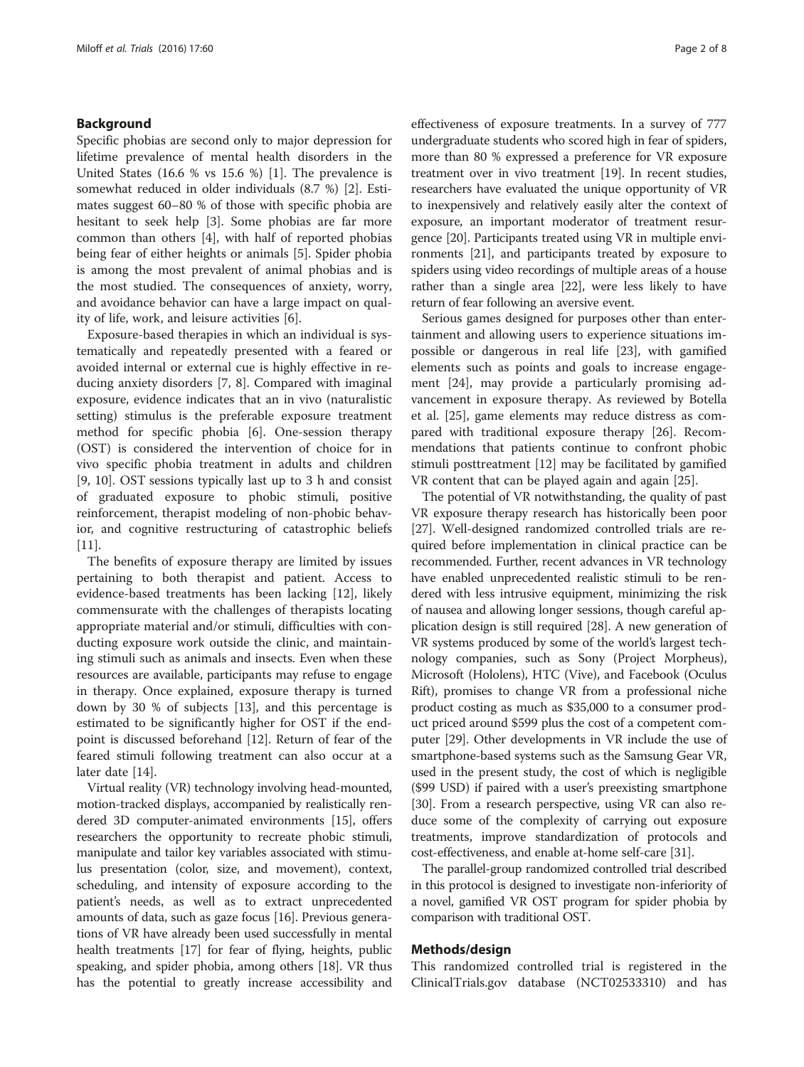## Background

Specific phobias are second only to major depression for lifetime prevalence of mental health disorders in the United States (16.6 % vs 15.6 %) [1]. The prevalence is somewhat reduced in older individuals (8.7 %) [2]. Estimates suggest 60–80 % of those with specific phobia are hesitant to seek help [3]. Some phobias are far more common than others [4], with half of reported phobias being fear of either heights or animals [5]. Spider phobia is among the most prevalent of animal phobias and is the most studied. The consequences of anxiety, worry, and avoidance behavior can have a large impact on quality of life, work, and leisure activities [6].

Exposure-based therapies in which an individual is systematically and repeatedly presented with a feared or avoided internal or external cue is highly effective in reducing anxiety disorders [7, 8]. Compared with imaginal exposure, evidence indicates that an in vivo (naturalistic setting) stimulus is the preferable exposure treatment method for specific phobia [6]. One-session therapy (OST) is considered the intervention of choice for in vivo specific phobia treatment in adults and children [9, 10]. OST sessions typically last up to 3 h and consist of graduated exposure to phobic stimuli, positive reinforcement, therapist modeling of non-phobic behavior, and cognitive restructuring of catastrophic beliefs [11].

The benefits of exposure therapy are limited by issues pertaining to both therapist and patient. Access to evidence-based treatments has been lacking [12], likely commensurate with the challenges of therapists locating appropriate material and/or stimuli, difficulties with conducting exposure work outside the clinic, and maintaining stimuli such as animals and insects. Even when these resources are available, participants may refuse to engage in therapy. Once explained, exposure therapy is turned down by 30 % of subjects [13], and this percentage is estimated to be significantly higher for OST if the endpoint is discussed beforehand [12]. Return of fear of the feared stimuli following treatment can also occur at a later date [14].

Virtual reality (VR) technology involving head-mounted, motion-tracked displays, accompanied by realistically rendered 3D computer-animated environments [15], offers researchers the opportunity to recreate phobic stimuli, manipulate and tailor key variables associated with stimulus presentation (color, size, and movement), context, scheduling, and intensity of exposure according to the patient's needs, as well as to extract unprecedented amounts of data, such as gaze focus [16]. Previous generations of VR have already been used successfully in mental health treatments [17] for fear of flying, heights, public speaking, and spider phobia, among others [18]. VR thus has the potential to greatly increase accessibility and effectiveness of exposure treatments. In a survey of 777 undergraduate students who scored high in fear of spiders, more than 80 % expressed a preference for VR exposure treatment over in vivo treatment [19]. In recent studies, researchers have evaluated the unique opportunity of VR to inexpensively and relatively easily alter the context of exposure, an important moderator of treatment resurgence [20]. Participants treated using VR in multiple environments [21], and participants treated by exposure to spiders using video recordings of multiple areas of a house rather than a single area [22], were less likely to have return of fear following an aversive event.

Serious games designed for purposes other than entertainment and allowing users to experience situations impossible or dangerous in real life [23], with gamified elements such as points and goals to increase engagement [24], may provide a particularly promising advancement in exposure therapy. As reviewed by Botella et al. [25], game elements may reduce distress as compared with traditional exposure therapy [26]. Recommendations that patients continue to confront phobic stimuli posttreatment [12] may be facilitated by gamified VR content that can be played again and again [25].

The potential of VR notwithstanding, the quality of past VR exposure therapy research has historically been poor [27]. Well-designed randomized controlled trials are required before implementation in clinical practice can be recommended. Further, recent advances in VR technology have enabled unprecedented realistic stimuli to be rendered with less intrusive equipment, minimizing the risk of nausea and allowing longer sessions, though careful application design is still required [28]. A new generation of VR systems produced by some of the world's largest technology companies, such as Sony (Project Morpheus), Microsoft (Hololens), HTC (Vive), and Facebook (Oculus Rift), promises to change VR from a professional niche product costing as much as $35,000 to a consumer product priced around $599 plus the cost of a competent computer [29]. Other developments in VR include the use of smartphone-based systems such as the Samsung Gear VR, used in the present study, the cost of which is negligible ($99 USD) if paired with a user's preexisting smartphone [30]. From a research perspective, using VR can also reduce some of the complexity of carrying out exposure treatments, improve standardization of protocols and cost-effectiveness, and enable at-home self-care [31].

The parallel-group randomized controlled trial described in this protocol is designed to investigate non-inferiority of a novel, gamified VR OST program for spider phobia by comparison with traditional OST.

## Methods/design

This randomized controlled trial is registered in the ClinicalTrials.gov database (NCT02533310) and has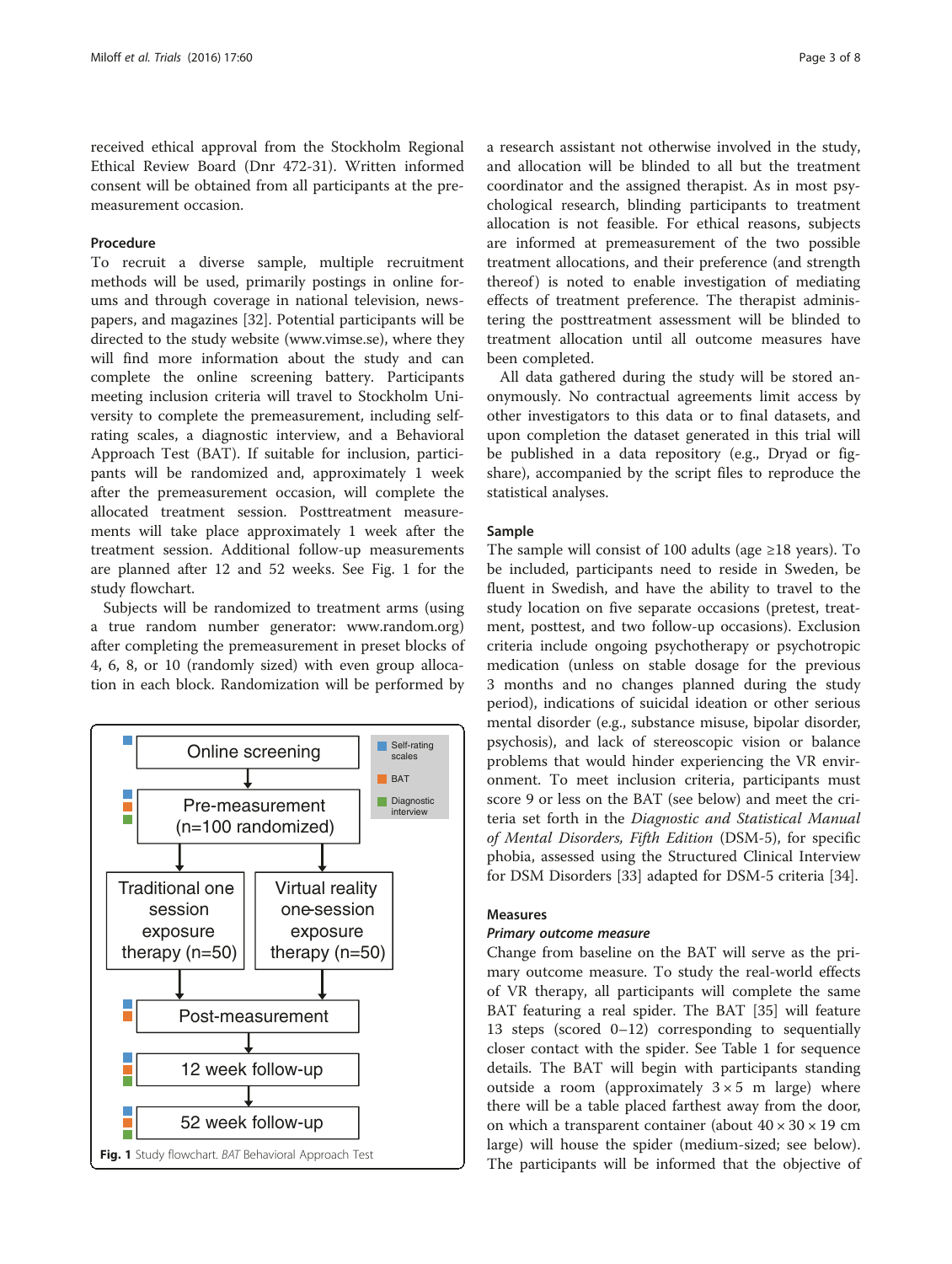received ethical approval from the Stockholm Regional Ethical Review Board (Dnr 472-31). Written informed consent will be obtained from all participants at the premeasurement occasion.

### Procedure

To recruit a diverse sample, multiple recruitment methods will be used, primarily postings in online forums and through coverage in national television, newspapers, and magazines [32]. Potential participants will be directed to the study website (www.vimse.se), where they will find more information about the study and can complete the online screening battery. Participants meeting inclusion criteria will travel to Stockholm University to complete the premeasurement, including self-rating scales, a diagnostic interview, and a Behavioral Approach Test (BAT). If suitable for inclusion, participants will be randomized and, approximately 1 week after the premeasurement occasion, will complete the allocated treatment session. Posttreatment measurements will take place approximately 1 week after the treatment session. Additional follow-up measurements are planned after 12 and 52 weeks. See Fig. 1 for the study flowchart.

Subjects will be randomized to treatment arms (using a true random number generator: www.random.org) after completing the premeasurement in preset blocks of 4, 6, 8, or 10 (randomly sized) with even group allocation in each block. Randomization will be performed by a research assistant not otherwise involved in the study, and allocation will be blinded to all but the treatment coordinator and the assigned therapist. As in most psychological research, blinding participants to treatment allocation is not feasible. For ethical reasons, subjects are informed at premeasurement of the two possible treatment allocations, and their preference (and strength thereof) is noted to enable investigation of mediating effects of treatment preference. The therapist administering the posttreatment assessment will be blinded to treatment allocation until all outcome measures have been completed.

Online screening → Pre-measurement (n=100 randomized) → Traditional one session exposure therapy (n=50) / Virtual reality one-session exposure therapy (n=50) → Post-measurement → 12 week follow-up → 52 week follow-up

Legend: Self-rating scales; BAT; Diagnostic interview

**Fig. 1** Study flowchart. *BAT* Behavioral Approach Test

All data gathered during the study will be stored anonymously. No contractual agreements limit access by other investigators to this data or to final datasets, and upon completion the dataset generated in this trial will be published in a data repository (e.g., Dryad or figshare), accompanied by the script files to reproduce the statistical analyses.

### Sample

The sample will consist of 100 adults (age ≥18 years). To be included, participants need to reside in Sweden, be fluent in Swedish, and have the ability to travel to the study location on five separate occasions (pretest, treatment, posttest, and two follow-up occasions). Exclusion criteria include ongoing psychotherapy or psychotropic medication (unless on stable dosage for the previous 3 months and no changes planned during the study period), indications of suicidal ideation or other serious mental disorder (e.g., substance misuse, bipolar disorder, psychosis), and lack of stereoscopic vision or balance problems that would hinder experiencing the VR environment. To meet inclusion criteria, participants must score 9 or less on the BAT (see below) and meet the criteria set forth in the *Diagnostic and Statistical Manual of Mental Disorders, Fifth Edition* (DSM-5), for specific phobia, assessed using the Structured Clinical Interview for DSM Disorders [33] adapted for DSM-5 criteria [34].

### Measures

#### *Primary outcome measure*

Change from baseline on the BAT will serve as the primary outcome measure. To study the real-world effects of VR therapy, all participants will complete the same BAT featuring a real spider. The BAT [35] will feature 13 steps (scored 0–12) corresponding to sequentially closer contact with the spider. See Table 1 for sequence details. The BAT will begin with participants standing outside a room (approximately 3 × 5 m large) where there will be a table placed farthest away from the door, on which a transparent container (about 40 × 30 × 19 cm large) will house the spider (medium-sized; see below). The participants will be informed that the objective of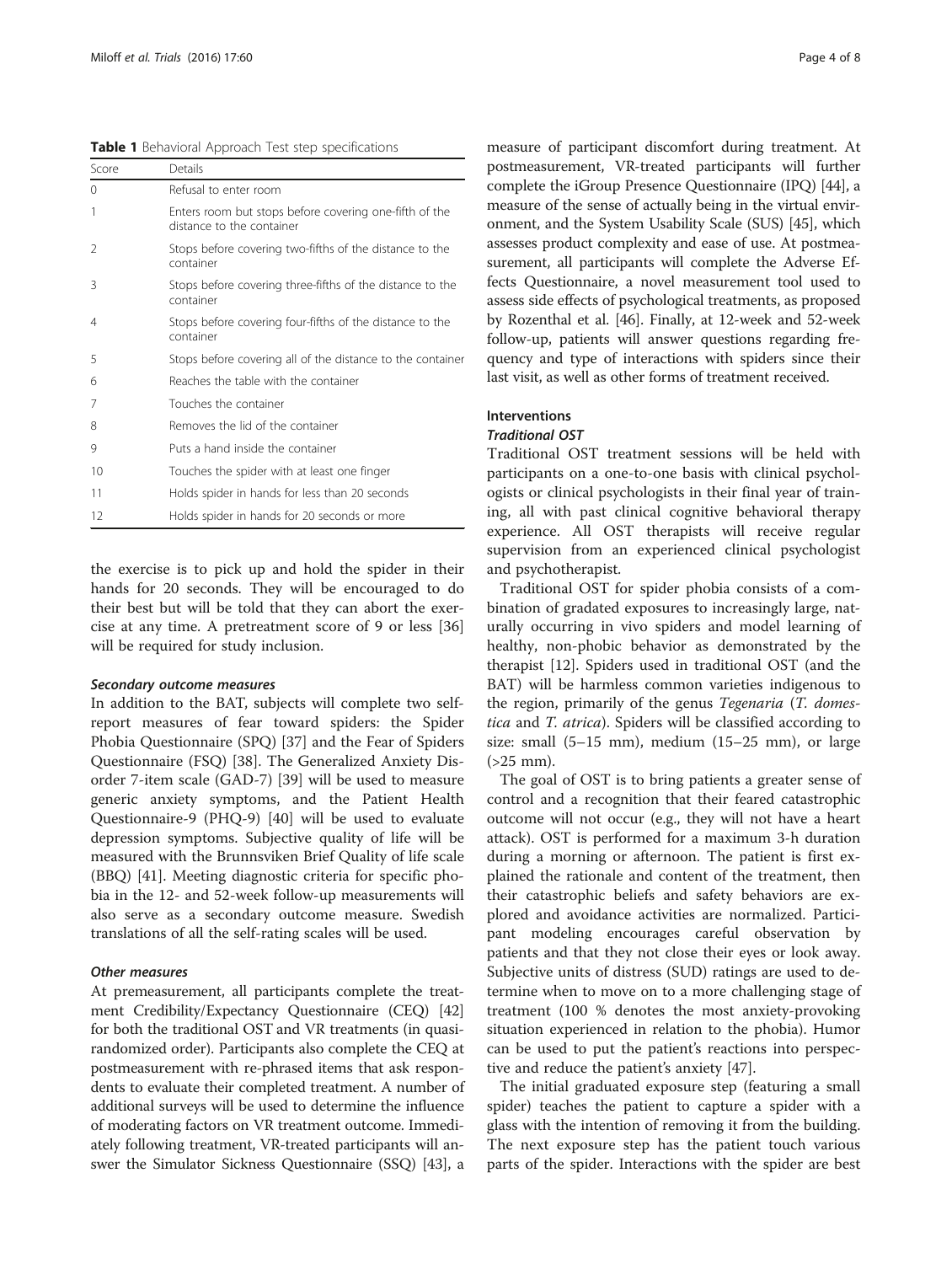**Table 1** Behavioral Approach Test step specifications

| Score | Details |
| --- | --- |
| 0 | Refusal to enter room |
| 1 | Enters room but stops before covering one-fifth of the distance to the container |
| 2 | Stops before covering two-fifths of the distance to the container |
| 3 | Stops before covering three-fifths of the distance to the container |
| 4 | Stops before covering four-fifths of the distance to the container |
| 5 | Stops before covering all of the distance to the container |
| 6 | Reaches the table with the container |
| 7 | Touches the container |
| 8 | Removes the lid of the container |
| 9 | Puts a hand inside the container |
| 10 | Touches the spider with at least one finger |
| 11 | Holds spider in hands for less than 20 seconds |
| 12 | Holds spider in hands for 20 seconds or more |

the exercise is to pick up and hold the spider in their hands for 20 seconds. They will be encouraged to do their best but will be told that they can abort the exercise at any time. A pretreatment score of 9 or less [36] will be required for study inclusion.

#### *Secondary outcome measures*

In addition to the BAT, subjects will complete two self-report measures of fear toward spiders: the Spider Phobia Questionnaire (SPQ) [37] and the Fear of Spiders Questionnaire (FSQ) [38]. The Generalized Anxiety Disorder 7-item scale (GAD-7) [39] will be used to measure generic anxiety symptoms, and the Patient Health Questionnaire-9 (PHQ-9) [40] will be used to evaluate depression symptoms. Subjective quality of life will be measured with the Brunnsviken Brief Quality of life scale (BBQ) [41]. Meeting diagnostic criteria for specific phobia in the 12- and 52-week follow-up measurements will also serve as a secondary outcome measure. Swedish translations of all the self-rating scales will be used.

#### *Other measures*

At premeasurement, all participants complete the treatment Credibility/Expectancy Questionnaire (CEQ) [42] for both the traditional OST and VR treatments (in quasi-randomized order). Participants also complete the CEQ at postmeasurement with re-phrased items that ask respondents to evaluate their completed treatment. A number of additional surveys will be used to determine the influence of moderating factors on VR treatment outcome. Immediately following treatment, VR-treated participants will answer the Simulator Sickness Questionnaire (SSQ) [43], a measure of participant discomfort during treatment. At postmeasurement, VR-treated participants will further complete the iGroup Presence Questionnaire (IPQ) [44], a measure of the sense of actually being in the virtual environment, and the System Usability Scale (SUS) [45], which assesses product complexity and ease of use. At postmeasurement, all participants will complete the Adverse Effects Questionnaire, a novel measurement tool used to assess side effects of psychological treatments, as proposed by Rozenthal et al. [46]. Finally, at 12-week and 52-week follow-up, patients will answer questions regarding frequency and type of interactions with spiders since their last visit, as well as other forms of treatment received.

### Interventions

#### *Traditional OST*

Traditional OST treatment sessions will be held with participants on a one-to-one basis with clinical psychologists or clinical psychologists in their final year of training, all with past clinical cognitive behavioral therapy experience. All OST therapists will receive regular supervision from an experienced clinical psychologist and psychotherapist.

Traditional OST for spider phobia consists of a combination of gradated exposures to increasingly large, naturally occurring in vivo spiders and model learning of healthy, non-phobic behavior as demonstrated by the therapist [12]. Spiders used in traditional OST (and the BAT) will be harmless common varieties indigenous to the region, primarily of the genus *Tegenaria* (*T. domestica* and *T. atrica*). Spiders will be classified according to size: small (5–15 mm), medium (15–25 mm), or large (>25 mm).

The goal of OST is to bring patients a greater sense of control and a recognition that their feared catastrophic outcome will not occur (e.g., they will not have a heart attack). OST is performed for a maximum 3-h duration during a morning or afternoon. The patient is first explained the rationale and content of the treatment, then their catastrophic beliefs and safety behaviors are explored and avoidance activities are normalized. Participant modeling encourages careful observation by patients and that they not close their eyes or look away. Subjective units of distress (SUD) ratings are used to determine when to move on to a more challenging stage of treatment (100 % denotes the most anxiety-provoking situation experienced in relation to the phobia). Humor can be used to put the patient's reactions into perspective and reduce the patient's anxiety [47].

The initial graduated exposure step (featuring a small spider) teaches the patient to capture a spider with a glass with the intention of removing it from the building. The next exposure step has the patient touch various parts of the spider. Interactions with the spider are best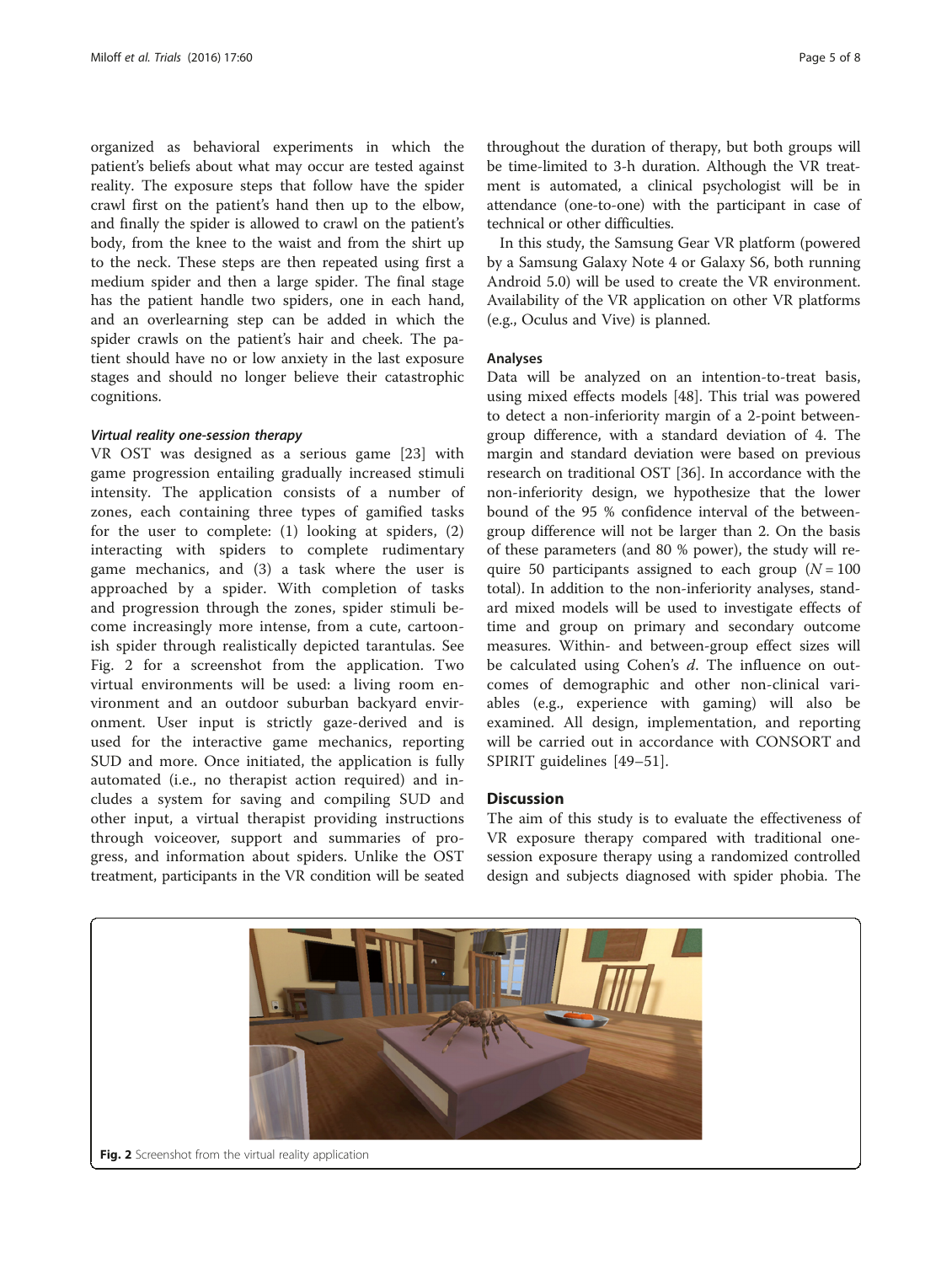organized as behavioral experiments in which the patient's beliefs about what may occur are tested against reality. The exposure steps that follow have the spider crawl first on the patient's hand then up to the elbow, and finally the spider is allowed to crawl on the patient's body, from the knee to the waist and from the shirt up to the neck. These steps are then repeated using first a medium spider and then a large spider. The final stage has the patient handle two spiders, one in each hand, and an overlearning step can be added in which the spider crawls on the patient's hair and cheek. The patient should have no or low anxiety in the last exposure stages and should no longer believe their catastrophic cognitions.

#### *Virtual reality one-session therapy*

VR OST was designed as a serious game [23] with game progression entailing gradually increased stimuli intensity. The application consists of a number of zones, each containing three types of gamified tasks for the user to complete: (1) looking at spiders, (2) interacting with spiders to complete rudimentary game mechanics, and (3) a task where the user is approached by a spider. With completion of tasks and progression through the zones, spider stimuli become increasingly more intense, from a cute, cartoonish spider through realistically depicted tarantulas. See Fig. 2 for a screenshot from the application. Two virtual environments will be used: a living room environment and an outdoor suburban backyard environment. User input is strictly gaze-derived and is used for the interactive game mechanics, reporting SUD and more. Once initiated, the application is fully automated (i.e., no therapist action required) and includes a system for saving and compiling SUD and other input, a virtual therapist providing instructions through voiceover, support and summaries of progress, and information about spiders. Unlike the OST treatment, participants in the VR condition will be seated throughout the duration of therapy, but both groups will be time-limited to 3-h duration. Although the VR treatment is automated, a clinical psychologist will be in attendance (one-to-one) with the participant in case of technical or other difficulties.

In this study, the Samsung Gear VR platform (powered by a Samsung Galaxy Note 4 or Galaxy S6, both running Android 5.0) will be used to create the VR environment. Availability of the VR application on other VR platforms (e.g., Oculus and Vive) is planned.

### Analyses

Data will be analyzed on an intention-to-treat basis, using mixed effects models [48]. This trial was powered to detect a non-inferiority margin of a 2-point between-group difference, with a standard deviation of 4. The margin and standard deviation were based on previous research on traditional OST [36]. In accordance with the non-inferiority design, we hypothesize that the lower bound of the 95 % confidence interval of the between-group difference will not be larger than 2. On the basis of these parameters (and 80 % power), the study will require 50 participants assigned to each group ($N = 100$ total). In addition to the non-inferiority analyses, standard mixed models will be used to investigate effects of time and group on primary and secondary outcome measures. Within- and between-group effect sizes will be calculated using Cohen's $d$. The influence on outcomes of demographic and other non-clinical variables (e.g., experience with gaming) will also be examined. All design, implementation, and reporting will be carried out in accordance with CONSORT and SPIRIT guidelines [49–51].

## Discussion

The aim of this study is to evaluate the effectiveness of VR exposure therapy compared with traditional one-session exposure therapy using a randomized controlled design and subjects diagnosed with spider phobia. The

**Fig. 2** Screenshot from the virtual reality application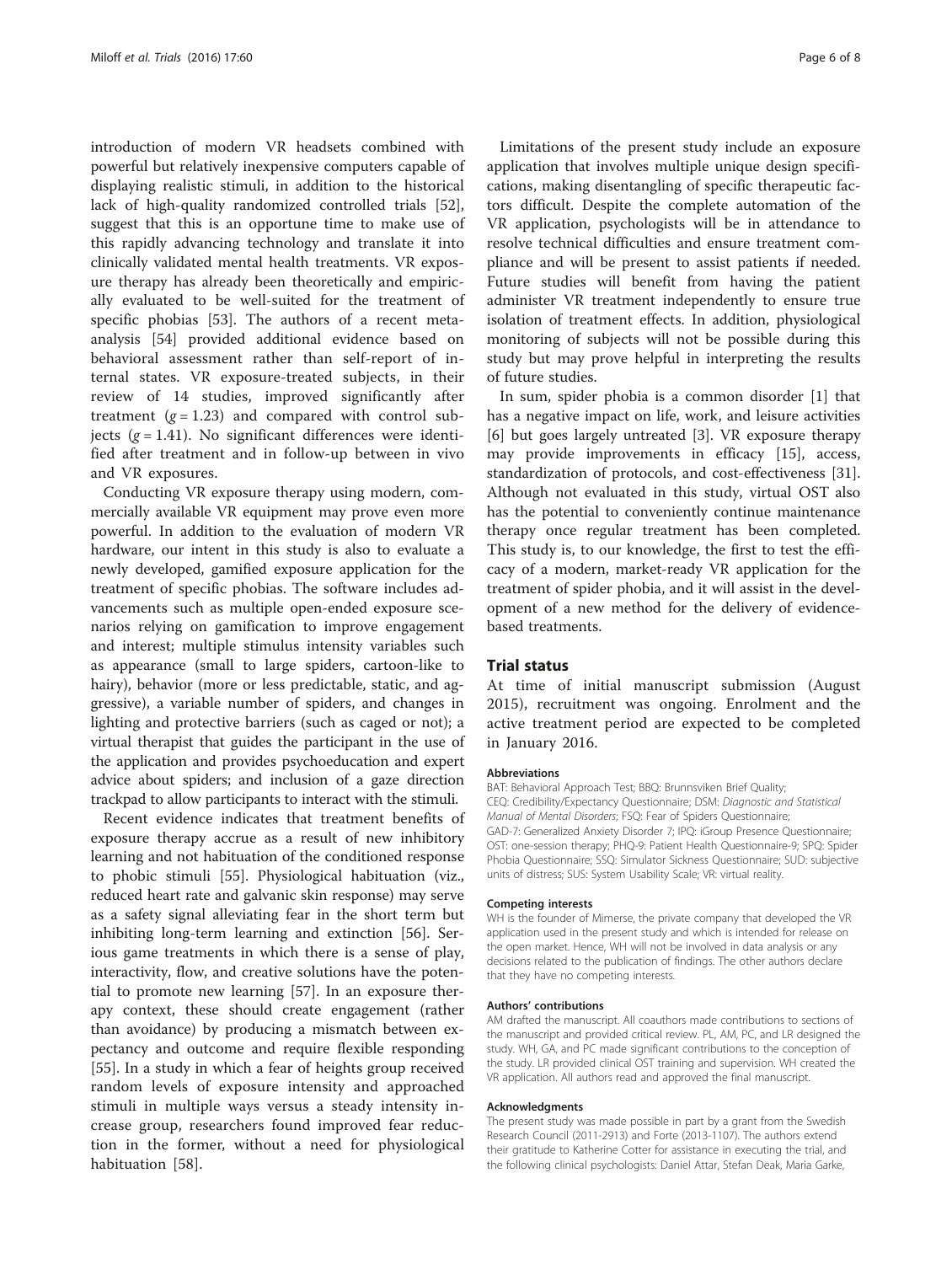introduction of modern VR headsets combined with powerful but relatively inexpensive computers capable of displaying realistic stimuli, in addition to the historical lack of high-quality randomized controlled trials [52], suggest that this is an opportune time to make use of this rapidly advancing technology and translate it into clinically validated mental health treatments. VR exposure therapy has already been theoretically and empirically evaluated to be well-suited for the treatment of specific phobias [53]. The authors of a recent meta-analysis [54] provided additional evidence based on behavioral assessment rather than self-report of internal states. VR exposure-treated subjects, in their review of 14 studies, improved significantly after treatment ($g = 1.23$) and compared with control subjects ($g = 1.41$). No significant differences were identified after treatment and in follow-up between in vivo and VR exposures.

Conducting VR exposure therapy using modern, commercially available VR equipment may prove even more powerful. In addition to the evaluation of modern VR hardware, our intent in this study is also to evaluate a newly developed, gamified exposure application for the treatment of specific phobias. The software includes advancements such as multiple open-ended exposure scenarios relying on gamification to improve engagement and interest; multiple stimulus intensity variables such as appearance (small to large spiders, cartoon-like to hairy), behavior (more or less predictable, static, and aggressive), a variable number of spiders, and changes in lighting and protective barriers (such as caged or not); a virtual therapist that guides the participant in the use of the application and provides psychoeducation and expert advice about spiders; and inclusion of a gaze direction trackpad to allow participants to interact with the stimuli.

Recent evidence indicates that treatment benefits of exposure therapy accrue as a result of new inhibitory learning and not habituation of the conditioned response to phobic stimuli [55]. Physiological habituation (viz., reduced heart rate and galvanic skin response) may serve as a safety signal alleviating fear in the short term but inhibiting long-term learning and extinction [56]. Serious game treatments in which there is a sense of play, interactivity, flow, and creative solutions have the potential to promote new learning [57]. In an exposure therapy context, these should create engagement (rather than avoidance) by producing a mismatch between expectancy and outcome and require flexible responding [55]. In a study in which a fear of heights group received random levels of exposure intensity and approached stimuli in multiple ways versus a steady intensity increase group, researchers found improved fear reduction in the former, without a need for physiological habituation [58].

Limitations of the present study include an exposure application that involves multiple unique design specifications, making disentangling of specific therapeutic factors difficult. Despite the complete automation of the VR application, psychologists will be in attendance to resolve technical difficulties and ensure treatment compliance and will be present to assist patients if needed. Future studies will benefit from having the patient administer VR treatment independently to ensure true isolation of treatment effects. In addition, physiological monitoring of subjects will not be possible during this study but may prove helpful in interpreting the results of future studies.

In sum, spider phobia is a common disorder [1] that has a negative impact on life, work, and leisure activities [6] but goes largely untreated [3]. VR exposure therapy may provide improvements in efficacy [15], access, standardization of protocols, and cost-effectiveness [31]. Although not evaluated in this study, virtual OST also has the potential to conveniently continue maintenance therapy once regular treatment has been completed. This study is, to our knowledge, the first to test the efficacy of a modern, market-ready VR application for the treatment of spider phobia, and it will assist in the development of a new method for the delivery of evidence-based treatments.

## Trial status

At time of initial manuscript submission (August 2015), recruitment was ongoing. Enrolment and the active treatment period are expected to be completed in January 2016.

#### Abbreviations

BAT: Behavioral Approach Test; BBQ: Brunnsviken Brief Quality; CEQ: Credibility/Expectancy Questionnaire; DSM: *Diagnostic and Statistical Manual of Mental Disorders*; FSQ: Fear of Spiders Questionnaire; GAD-7: Generalized Anxiety Disorder 7; IPQ: iGroup Presence Questionnaire; OST: one-session therapy; PHQ-9: Patient Health Questionnaire-9; SPQ: Spider Phobia Questionnaire; SSQ: Simulator Sickness Questionnaire; SUD: subjective units of distress; SUS: System Usability Scale; VR: virtual reality.

#### Competing interests

WH is the founder of Mimerse, the private company that developed the VR application used in the present study and which is intended for release on the open market. Hence, WH will not be involved in data analysis or any decisions related to the publication of findings. The other authors declare that they have no competing interests.

#### Authors' contributions

AM drafted the manuscript. All coauthors made contributions to sections of the manuscript and provided critical review. PL, AM, PC, and LR designed the study. WH, GA, and PC made significant contributions to the conception of the study. LR provided clinical OST training and supervision. WH created the VR application. All authors read and approved the final manuscript.

#### Acknowledgments

The present study was made possible in part by a grant from the Swedish Research Council (2011-2913) and Forte (2013-1107). The authors extend their gratitude to Katherine Cotter for assistance in executing the trial, and the following clinical psychologists: Daniel Attar, Stefan Deak, Maria Garke,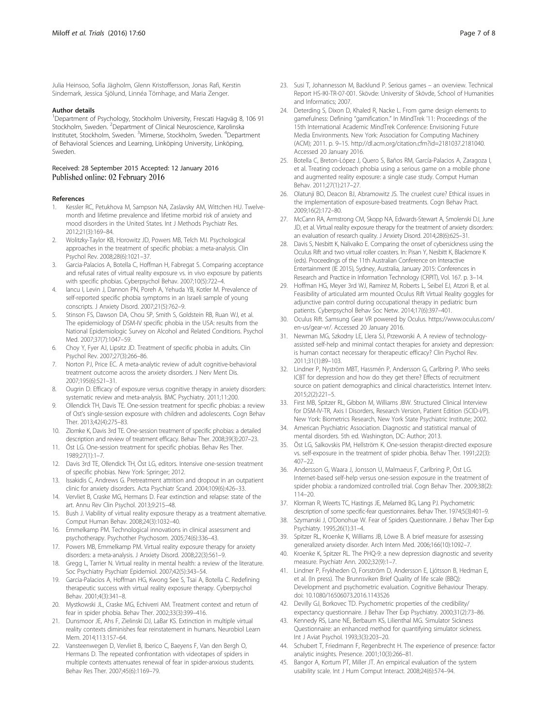Julia Heinsoo, Sofia Jägholm, Glenn Kristoffersson, Jonas Rafi, Kerstin Sindemark, Jessica Sjölund, Linnéa Törnhage, and Maria Zenger.

#### Author details

[1]Department of Psychology, Stockholm University, Frescati Hagväg 8, 106 91 Stockholm, Sweden. [2]Department of Clinical Neuroscience, Karolinska Institutet, Stockholm, Sweden. [3]Mimerse, Stockholm, Sweden. [4]Department of Behavioral Sciences and Learning, Linköping University, Linköping, Sweden.

Received: 28 September 2015 Accepted: 12 January 2016
Published online: 02 February 2016

#### References

1. Kessler RC, Petukhova M, Sampson NA, Zaslavsky AM, Wittchen HU. Twelve-month and lifetime prevalence and lifetime morbid risk of anxiety and mood disorders in the United States. Int J Methods Psychiatr Res. 2012;21(3):169–84.
2. Wolitzky-Taylor KB, Horowitz JD, Powers MB, Telch MJ. Psychological approaches in the treatment of specific phobias: a meta-analysis. Clin Psychol Rev. 2008;28(6):1021–37.
3. Garcia-Palacios A, Botella C, Hoffman H, Fabregat S. Comparing acceptance and refusal rates of virtual reality exposure vs. in vivo exposure by patients with specific phobias. Cyberpsychol Behav. 2007;10(5):722–4.
4. Iancu I, Levin J, Dannon PN, Poreh A, Yehuda YB, Kotler M. Prevalence of self-reported specific phobia symptoms in an Israeli sample of young conscripts. J Anxiety Disord. 2007;21(5):762–9.
5. Stinson FS, Dawson DA, Chou SP, Smith S, Goldstein RB, Ruan WJ, et al. The epidemiology of DSM-IV specific phobia in the USA: results from the National Epidemiologic Survey on Alcohol and Related Conditions. Psychol Med. 2007;37(7):1047–59.
6. Choy Y, Fyer AJ, Lipsitz JD. Treatment of specific phobia in adults. Clin Psychol Rev. 2007;27(3):266–86.
7. Norton PJ, Price EC. A meta-analytic review of adult cognitive-behavioral treatment outcome across the anxiety disorders. J Nerv Ment Dis. 2007;195(6):521–31.
8. Ougrin D. Efficacy of exposure versus cognitive therapy in anxiety disorders: systematic review and meta-analysis. BMC Psychiatry. 2011;11:200.
9. Ollendick TH, Davis TE. One-session treatment for specific phobias: a review of Ost's single-session exposure with children and adolescents. Cogn Behav Ther. 2013;42(4):275–83.
10. Zlomke K, Davis 3rd TE. One-session treatment of specific phobias: a detailed description and review of treatment efficacy. Behav Ther. 2008;39(3):207–23.
11. Öst LG. One-session treatment for specific phobias. Behav Res Ther. 1989;27(1):1–7.
12. Davis 3rd TE, Ollendick TH, Öst LG, editors. Intensive one-session treatment of specific phobias. New York: Springer; 2012.
13. Issakidis C, Andrews G. Pretreatment attrition and dropout in an outpatient clinic for anxiety disorders. Acta Psychiatr Scand. 2004;109(6):426–33.
14. Vervliet B, Craske MG, Hermans D. Fear extinction and relapse: state of the art. Annu Rev Clin Psychol. 2013;9:215–48.
15. Bush J. Viability of virtual reality exposure therapy as a treatment alternative. Comput Human Behav. 2008;24(3):1032–40.
16. Emmelkamp PM. Technological innovations in clinical assessment and psychotherapy. Psychother Psychosom. 2005;74(6):336–43.
17. Powers MB, Emmelkamp PM. Virtual reality exposure therapy for anxiety disorders: a meta-analysis. J Anxiety Disord. 2008;22(3):561–9.
18. Gregg L, Tarrier N. Virtual reality in mental health: a review of the literature. Soc Psychiatry Psychiatr Epidemiol. 2007;42(5):343–54.
19. Garcia-Palacios A, Hoffman HG, Kwong See S, Tsai A, Botella C. Redefining therapeutic success with virtual reality exposure therapy. Cyberpsychol Behav. 2001;4(3):341–8.
20. Mystkowski JL, Craske MG, Echiverri AM. Treatment context and return of fear in spider phobia. Behav Ther. 2002;33(3):399–416.
21. Dunsmoor JE, Ahs F, Zielinski DJ, LaBar KS. Extinction in multiple virtual reality contexts diminishes fear reinstatement in humans. Neurobiol Learn Mem. 2014;113:157–64.
22. Vansteenwegen D, Vervliet B, Iberico C, Baeyens F, Van den Bergh O, Hermans D. The repeated confrontation with videotapes of spiders in multiple contexts attenuates renewal of fear in spider-anxious students. Behav Res Ther. 2007;45(6):1169–79.
23. Susi T, Johannesson M, Backlund P. Serious games – an overview. Technical Report HS-IKI-TR-07-001. Skövde: University of Skövde, School of Humanities and Informatics; 2007.
24. Deterding S, Dixon D, Khaled R, Nacke L. From game design elements to gamefulness: Defining "gamification." In MindTrek '11: Proceedings of the 15th International Academic MindTrek Conference: Envisioning Future Media Environments. New York: Association for Computing Machinery (ACM); 2011. p. 9–15. http://dl.acm.org/citation.cfm?id=2181037.2181040. Accessed 20 January 2016.
25. Botella C, Breton-López J, Quero S, Baños RM, García-Palacios A, Zaragoza I, et al. Treating cockroach phobia using a serious game on a mobile phone and augmented reality exposure: a single case study. Comput Human Behav. 2011;27(1):217–27.
26. Olatunji BO, Deacon BJ, Abramowitz JS. The cruelest cure? Ethical issues in the implementation of exposure-based treatments. Cogn Behav Pract. 2009;16(2):172–80.
27. McCann RA, Armstrong CM, Skopp NA, Edwards-Stewart A, Smolenski DJ, June JD, et al. Virtual reality exposure therapy for the treatment of anxiety disorders: an evaluation of research quality. J Anxiety Disord. 2014;28(6):625–31.
28. Davis S, Nesbitt K, Nalivaiko E. Comparing the onset of cybersickness using the Oculus Rift and two virtual roller coasters. In: Pisan Y, Nesbitt K, Blackmore K (eds). Proceedings of the 11th Australian Conference on Interactive Entertainment (IE 2015), Sydney, Australia, January 2015: Conferences in Research and Practice in Information Technology (CRPIT), Vol. 167. p. 3–14.
29. Hoffman HG, Meyer 3rd WJ, Ramirez M, Roberts L, Seibel EJ, Atzori B, et al. Feasibility of articulated arm mounted Oculus Rift Virtual Reality goggles for adjunctive pain control during occupational therapy in pediatric burn patients. Cyberpsychol Behav Soc Netw. 2014;17(6):397–401.
30. Oculus Rift. Samsung Gear VR powered by Oculus. https://www.oculus.com/en-us/gear-vr/. Accessed 20 January 2016.
31. Newman MG, Szkodny LE, Llera SJ, Przeworski A. A review of technology-assisted self-help and minimal contact therapies for anxiety and depression: is human contact necessary for therapeutic efficacy? Clin Psychol Rev. 2011;31(1):89–103.
32. Lindner P, Nyström MBT, Hassmén P, Andersson G, Carlbring P. Who seeks ICBT for depression and how do they get there? Effects of recruitment source on patient demographics and clinical characteristics. Internet Interv. 2015;2(2):221–5.
33. First MB, Spitzer RL, Gibbon M, Williams JBW. Structured Clinical Interview for DSM-IV-TR, Axis I Disorders, Research Version, Patient Edition (SCID-I/P). New York: Biometrics Research, New York State Psychiatric Institute; 2002.
34. American Psychiatric Association. Diagnostic and statistical manual of mental disorders. 5th ed. Washington, DC: Author; 2013.
35. Öst LG, Salkovskis PM, Hellström K. One-session therapist-directed exposure vs. self-exposure in the treatment of spider phobia. Behav Ther. 1991;22(3):407–22.
36. Andersson G, Waara J, Jonsson U, Malmaeus F, Carlbring P, Öst LG. Internet-based self-help versus one-session exposure in the treatment of spider phobia: a randomized controlled trial. Cogn Behav Ther. 2009;38(2):114–20.
37. Klorman R, Weerts TC, Hastings JE, Melamed BG, Lang PJ. Psychometric description of some specific-fear questionnaires. Behav Ther. 1974;5(3):401–9.
38. Szymanski J, O'Donohue W. Fear of Spiders Questionnaire. J Behav Ther Exp Psychiatry. 1995;26(1):31–4.
39. Spitzer RL, Kroenke K, Williams JB, Löwe B. A brief measure for assessing generalized anxiety disorder. Arch Intern Med. 2006;166(10):1092–7.
40. Kroenke K, Spitzer RL. The PHQ-9: a new depression diagnostic and severity measure. Psychiatr Ann. 2002;32(9):1–7.
41. Lindner P, Frykheden O, Forsström D, Andersson E, Ljótsson B, Hedman E, et al. (In press). The Brunnsviken Brief Quality of life scale (BBQ): Development and psychometric evaluation. Cognitive Behaviour Therapy. doi: 10.1080/16506073.2016.1143526
42. Devilly GJ, Borkovec TD. Psychometric properties of the credibility/expectancy questionnaire. J Behav Ther Exp Psychiatry. 2000;31(2):73–86.
43. Kennedy RS, Lane NE, Berbaum KS, Lilienthal MG. Simulator Sickness Questionnaire: an enhanced method for quantifying simulator sickness. Int J Aviat Psychol. 1993;3(3):203–20.
44. Schubert T, Friedmann F, Regenbrecht H. The experience of presence: factor analytic insights. Presence. 2001;10(3):266–81.
45. Bangor A, Kortum PT, Miller JT. An empirical evaluation of the system usability scale. Int J Hum Comput Interact. 2008;24(6):574–94.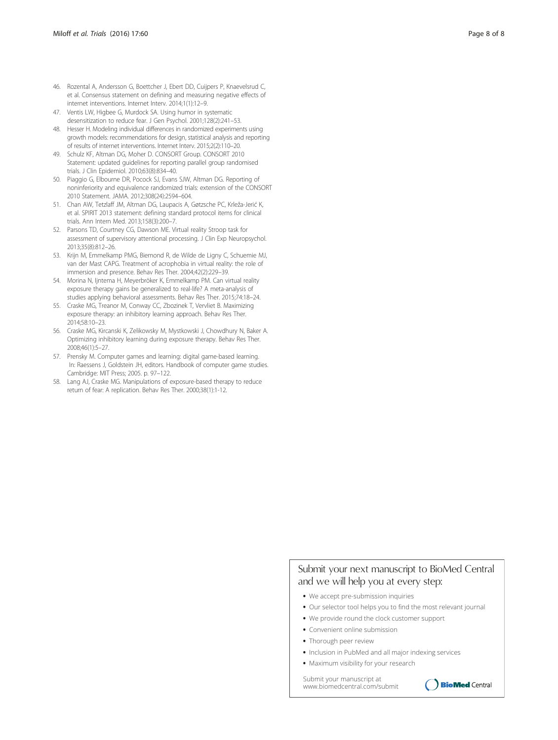46. Rozental A, Andersson G, Boettcher J, Ebert DD, Cuijpers P, Knaevelsrud C, et al. Consensus statement on defining and measuring negative effects of internet interventions. Internet Interv. 2014;1(1):12–9.
47. Ventis LW, Higbee G, Murdock SA. Using humor in systematic desensitization to reduce fear. J Gen Psychol. 2001;128(2):241–53.
48. Hesser H. Modeling individual differences in randomized experiments using growth models: recommendations for design, statistical analysis and reporting of results of internet interventions. Internet Interv. 2015;2(2):110–20.
49. Schulz KF, Altman DG, Moher D. CONSORT Group. CONSORT 2010 Statement: updated guidelines for reporting parallel group randomised trials. J Clin Epidemiol. 2010;63(8):834–40.
50. Piaggio G, Elbourne DR, Pocock SJ, Evans SJW, Altman DG. Reporting of noninferiority and equivalence randomized trials: extension of the CONSORT 2010 Statement. JAMA. 2012;308(24):2594–604.
51. Chan AW, Tetzlaff JM, Altman DG, Laupacis A, Gøtzsche PC, Krleža-Jerić K, et al. SPIRIT 2013 statement: defining standard protocol items for clinical trials. Ann Intern Med. 2013;158(3):200–7.
52. Parsons TD, Courtney CG, Dawson ME. Virtual reality Stroop task for assessment of supervisory attentional processing. J Clin Exp Neuropsychol. 2013;35(8):812–26.
53. Krijn M, Emmelkamp PMG, Biemond R, de Wilde de Ligny C, Schuemie MJ, van der Mast CAPG. Treatment of acrophobia in virtual reality: the role of immersion and presence. Behav Res Ther. 2004;42(2):229–39.
54. Morina N, Ijntema H, Meyerbröker K, Emmelkamp PM. Can virtual reality exposure therapy gains be generalized to real-life? A meta-analysis of studies applying behavioral assessments. Behav Res Ther. 2015;74:18–24.
55. Craske MG, Treanor M, Conway CC, Zbozinek T, Vervliet B. Maximizing exposure therapy: an inhibitory learning approach. Behav Res Ther. 2014;58:10–23.
56. Craske MG, Kircanski K, Zelikowsky M, Mystkowski J, Chowdhury N, Baker A. Optimizing inhibitory learning during exposure therapy. Behav Res Ther. 2008;46(1):5–27.
57. Prensky M. Computer games and learning: digital game-based learning. In: Raessens J, Goldstein JH, editors. Handbook of computer game studies. Cambridge: MIT Press; 2005. p. 97–122.
58. Lang AJ, Craske MG. Manipulations of exposure-based therapy to reduce return of fear: A replication. Behav Res Ther. 2000;38(1):1-12.

Submit your next manuscript to BioMed Central and we will help you at every step:

- We accept pre-submission inquiries
- Our selector tool helps you to find the most relevant journal
- We provide round the clock customer support
- Convenient online submission
- Thorough peer review
- Inclusion in PubMed and all major indexing services
- Maximum visibility for your research

Submit your manuscript at www.biomedcentral.com/submit